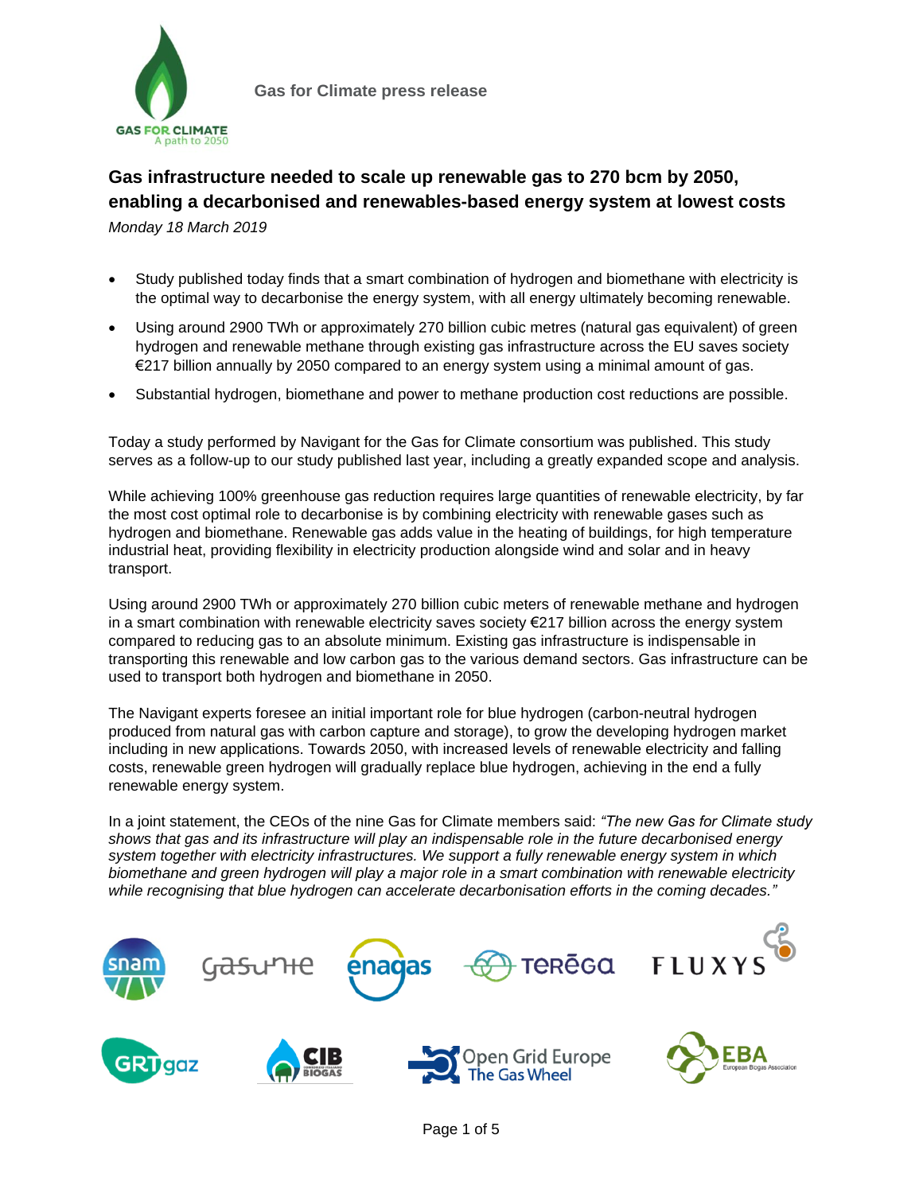Gas for Climate press release

# Gas infrastructure needed to scale up renewable gas to 270 bcm by 2050, enabling a decarbonised and renewables-based energy system at lowest costs

*Monday 18 March 2019*

- Study published today finds that a smart combination of hydrogen and biomethane with electricity is the optimal way to decarbonise the energy system, with all energy ultimately becoming renewable.
- Using around 2900 TWh or approximately 270 billion cubic metres (natural gas equivalent) of green hydrogen and renewable methane through existing gas infrastructure across the EU saves society €217 billion annually by 2050 compared to an energy system using a minimal amount of gas.
- Substantial hydrogen, biomethane and power to methane production cost reductions are possible.

Today a study performed by Navigant for the Gas for Climate consortium was published. This study serves as a follow-up to our study published last year, including a greatly expanded scope and analysis.

While achieving 100% greenhouse gas reduction requires large quantities of renewable electricity, by far the most cost optimal role to decarbonise is by combining electricity with renewable gases such as hydrogen and biomethane. Renewable gas adds value in the heating of buildings, for high temperature industrial heat, providing flexibility in electricity production alongside wind and solar and in heavy transport.

Using around 2900 TWh or approximately 270 billion cubic meters of renewable methane and hydrogen in a smart combination with renewable electricity saves society €217 billion across the energy system compared to reducing gas to an absolute minimum. Existing gas infrastructure is indispensable in transporting this renewable and low carbon gas to the various demand sectors. Gas infrastructure can be used to transport both hydrogen and biomethane in 2050.

The Navigant experts foresee an initial important role for blue hydrogen (carbon-neutral hydrogen produced from natural gas with carbon capture and storage), to grow the developing hydrogen market including in new applications. Towards 2050, with increased levels of renewable electricity and falling costs, renewable green hydrogen will gradually replace blue hydrogen, achieving in the end a fully renewable energy system.

In a joint statement, the CEOs of the nine Gas for Climate members said: *"The new Gas for Climate study shows that gas and its infrastructure will play an indispensable role in the future decarbonised energy system together with electricity infrastructures. We support a fully renewable energy system in which biomethane and green hydrogen will play a major role in a smart combination with renewable electricity while recognising that blue hydrogen can accelerate decarbonisation efforts in the coming decades."*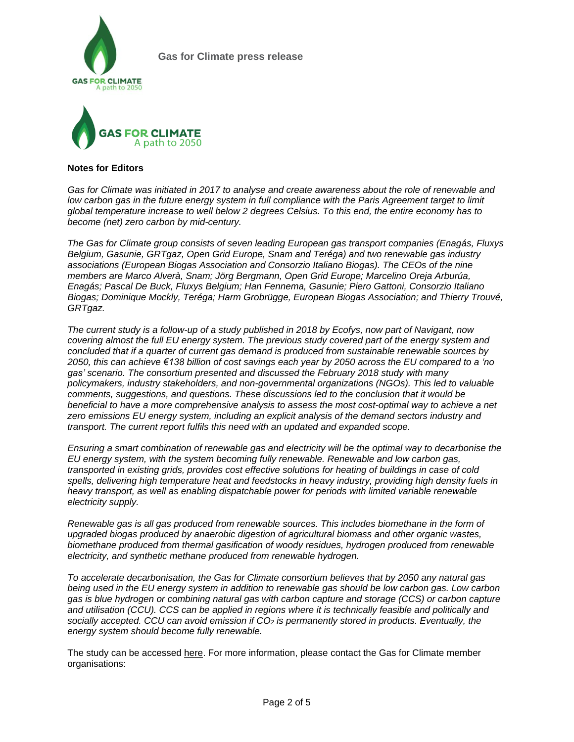## Notes for Editors

*Gas for Climate was initiated in 2017 to analyse and create awareness about the role of renewable and low carbon gas in the future energy system in full compliance with the Paris Agreement target to limit global temperature increase to well below 2 degrees Celsius. To this end, the entire economy has to become (net) zero carbon by mid-century.*

*The Gas for Climate group consists of seven leading European gas transport companies (Enagás, Fluxys Belgium, Gasunie, GRTgaz, Open Grid Europe, Snam and Teréga) and two renewable gas industry associations (European Biogas Association and Consorzio Italiano Biogas). The CEOs of the nine members are Marco Alverà, Snam; Jörg Bergmann, Open Grid Europe; Marcelino Oreja Arburúa, Enagás; Pascal De Buck, Fluxys Belgium; Han Fennema, Gasunie; Piero Gattoni, Consorzio Italiano Biogas; Dominique Mockly, Teréga; Harm Grobrügge, European Biogas Association; and Thierry Trouvé, GRTgaz.*

*The current study is a follow-up of a study published in 2018 by Ecofys, now part of Navigant, now covering almost the full EU energy system. The previous study covered part of the energy system and concluded that if a quarter of current gas demand is produced from sustainable renewable sources by 2050, this can achieve €138 billion of cost savings each year by 2050 across the EU compared to a 'no gas' scenario. The consortium presented and discussed the February 2018 study with many policymakers, industry stakeholders, and non-governmental organizations (NGOs). This led to valuable comments, suggestions, and questions. These discussions led to the conclusion that it would be beneficial to have a more comprehensive analysis to assess the most cost-optimal way to achieve a net zero emissions EU energy system, including an explicit analysis of the demand sectors industry and transport. The current report fulfils this need with an updated and expanded scope.*

*Ensuring a smart combination of renewable gas and electricity will be the optimal way to decarbonise the EU energy system, with the system becoming fully renewable. Renewable and low carbon gas, transported in existing grids, provides cost effective solutions for heating of buildings in case of cold spells, delivering high temperature heat and feedstocks in heavy industry, providing high density fuels in heavy transport, as well as enabling dispatchable power for periods with limited variable renewable electricity supply.*

*Renewable gas is all gas produced from renewable sources. This includes biomethane in the form of upgraded biogas produced by anaerobic digestion of agricultural biomass and other organic wastes, biomethane produced from thermal gasification of woody residues, hydrogen produced from renewable electricity, and synthetic methane produced from renewable hydrogen.*

*To accelerate decarbonisation, the Gas for Climate consortium believes that by 2050 any natural gas being used in the EU energy system in addition to renewable gas should be low carbon gas. Low carbon gas is blue hydrogen or combining natural gas with carbon capture and storage (CCS) or carbon capture and utilisation (CCU). CCS can be applied in regions where it is technically feasible and politically and socially accepted. CCU can avoid emission if $CO_2$ is permanently stored in products. Eventually, the energy system should become fully renewable.*

The study can be accessed here. For more information, please contact the Gas for Climate member organisations: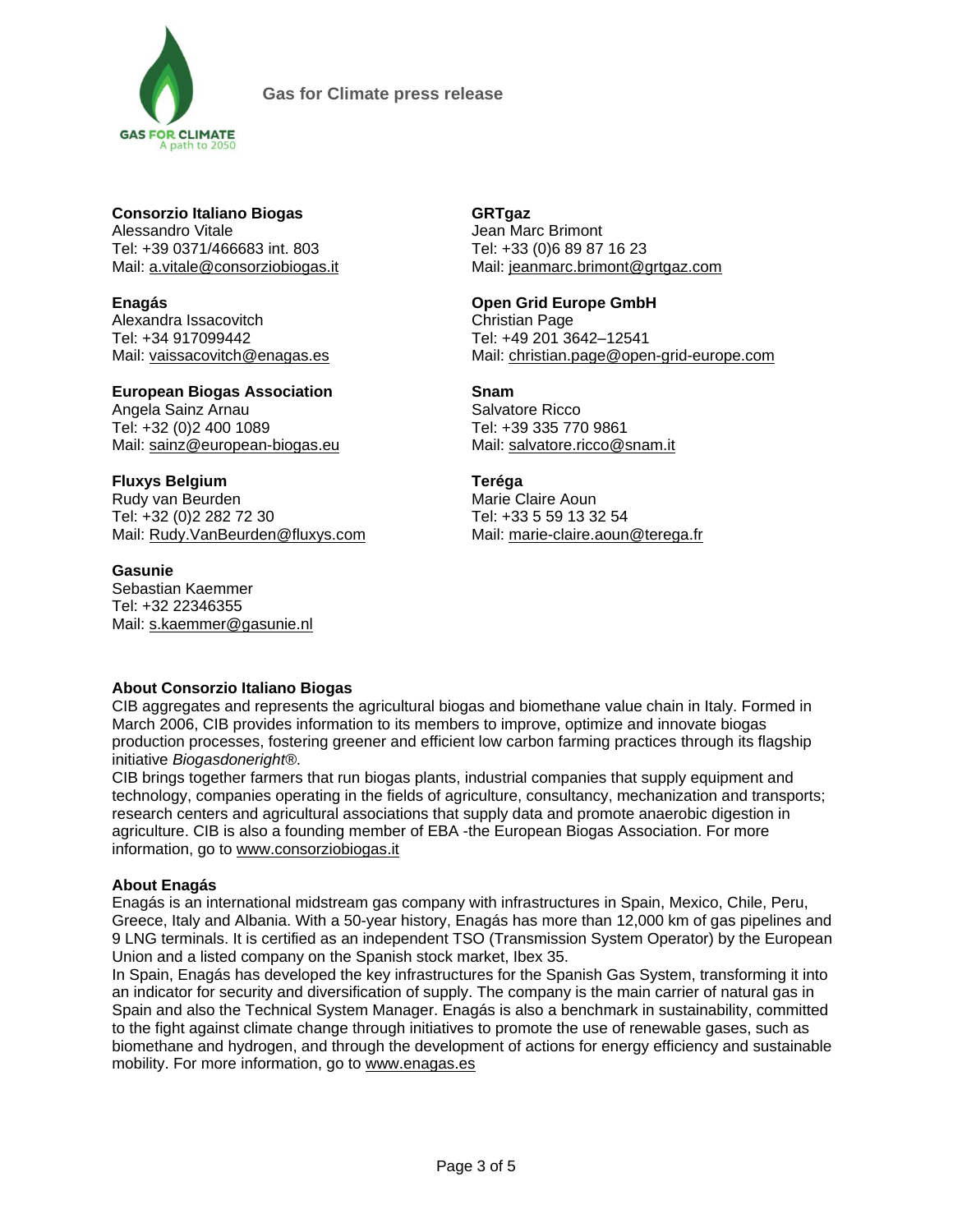**Consorzio Italiano Biogas**
Alessandro Vitale
Tel: +39 0371/466683 int. 803
Mail: a.vitale@consorziobiogas.it

**Enagás**
Alexandra Issacovitch
Tel: +34 917099442
Mail: vaissacovitch@enagas.es

**European Biogas Association**
Angela Sainz Arnau
Tel: +32 (0)2 400 1089
Mail: sainz@european-biogas.eu

**Fluxys Belgium**
Rudy van Beurden
Tel: +32 (0)2 282 72 30
Mail: Rudy.VanBeurden@fluxys.com

**Gasunie**
Sebastian Kaemmer
Tel: +32 22346355
Mail: s.kaemmer@gasunie.nl

**GRTgaz**
Jean Marc Brimont
Tel: +33 (0)6 89 87 16 23
Mail: jeanmarc.brimont@grtgaz.com

**Open Grid Europe GmbH**
Christian Page
Tel: +49 201 3642–12541
Mail: christian.page@open-grid-europe.com

**Snam**
Salvatore Ricco
Tel: +39 335 770 9861
Mail: salvatore.ricco@snam.it

**Teréga**
Marie Claire Aoun
Tel: +33 5 59 13 32 54
Mail: marie-claire.aoun@terega.fr

**About Consorzio Italiano Biogas**

CIB aggregates and represents the agricultural biogas and biomethane value chain in Italy. Formed in March 2006, CIB provides information to its members to improve, optimize and innovate biogas production processes, fostering greener and efficient low carbon farming practices through its flagship initiative *Biogasdoneright®*.

CIB brings together farmers that run biogas plants, industrial companies that supply equipment and technology, companies operating in the fields of agriculture, consultancy, mechanization and transports; research centers and agricultural associations that supply data and promote anaerobic digestion in agriculture. CIB is also a founding member of EBA -the European Biogas Association. For more information, go to www.consorziobiogas.it

**About Enagás**

Enagás is an international midstream gas company with infrastructures in Spain, Mexico, Chile, Peru, Greece, Italy and Albania. With a 50-year history, Enagás has more than 12,000 km of gas pipelines and 9 LNG terminals. It is certified as an independent TSO (Transmission System Operator) by the European Union and a listed company on the Spanish stock market, Ibex 35.

In Spain, Enagás has developed the key infrastructures for the Spanish Gas System, transforming it into an indicator for security and diversification of supply. The company is the main carrier of natural gas in Spain and also the Technical System Manager. Enagás is also a benchmark in sustainability, committed to the fight against climate change through initiatives to promote the use of renewable gases, such as biomethane and hydrogen, and through the development of actions for energy efficiency and sustainable mobility. For more information, go to www.enagas.es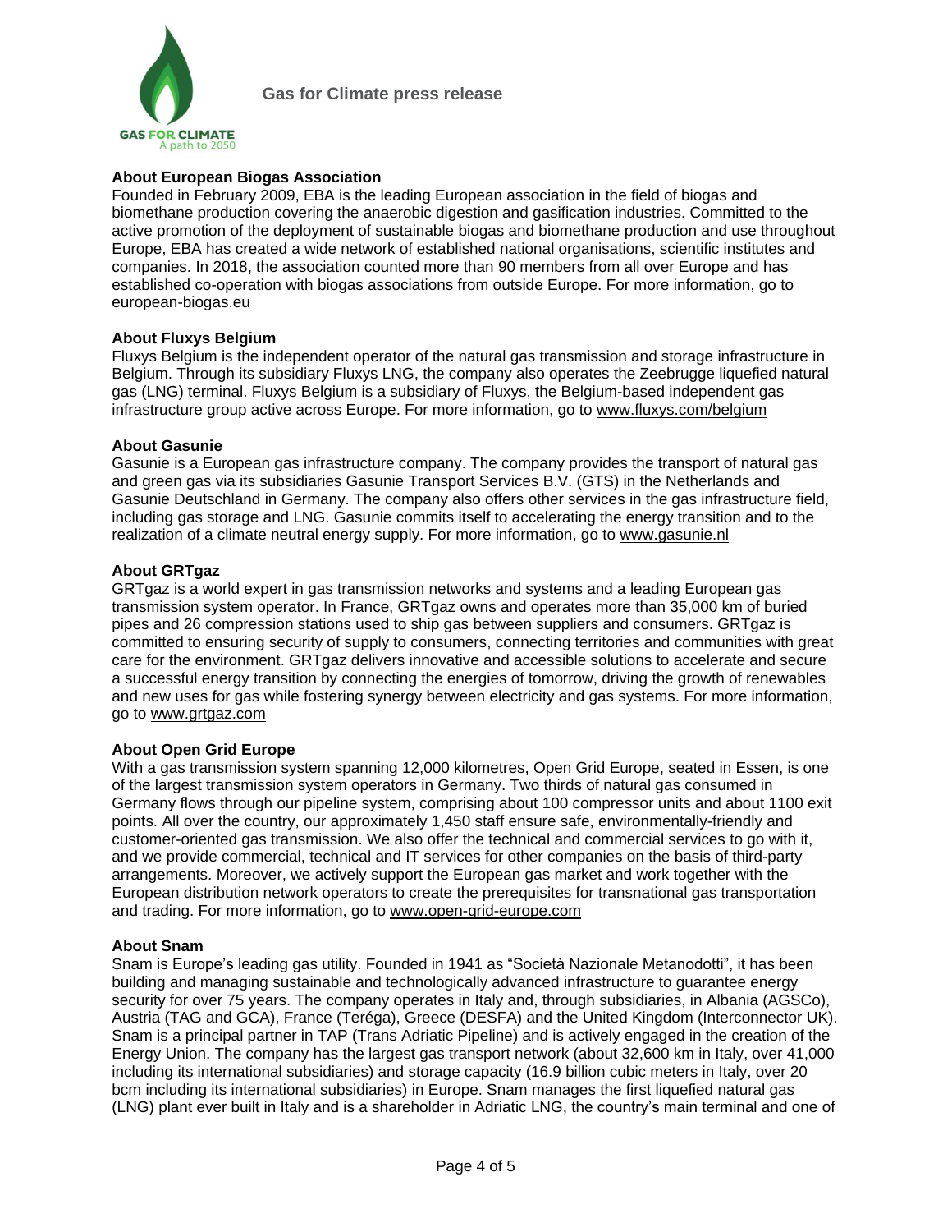### About European Biogas Association

Founded in February 2009, EBA is the leading European association in the field of biogas and biomethane production covering the anaerobic digestion and gasification industries. Committed to the active promotion of the deployment of sustainable biogas and biomethane production and use throughout Europe, EBA has created a wide network of established national organisations, scientific institutes and companies. In 2018, the association counted more than 90 members from all over Europe and has established co-operation with biogas associations from outside Europe. For more information, go to european-biogas.eu

### About Fluxys Belgium

Fluxys Belgium is the independent operator of the natural gas transmission and storage infrastructure in Belgium. Through its subsidiary Fluxys LNG, the company also operates the Zeebrugge liquefied natural gas (LNG) terminal. Fluxys Belgium is a subsidiary of Fluxys, the Belgium-based independent gas infrastructure group active across Europe. For more information, go to www.fluxys.com/belgium

### About Gasunie

Gasunie is a European gas infrastructure company. The company provides the transport of natural gas and green gas via its subsidiaries Gasunie Transport Services B.V. (GTS) in the Netherlands and Gasunie Deutschland in Germany. The company also offers other services in the gas infrastructure field, including gas storage and LNG. Gasunie commits itself to accelerating the energy transition and to the realization of a climate neutral energy supply. For more information, go to www.gasunie.nl

### About GRTgaz

GRTgaz is a world expert in gas transmission networks and systems and a leading European gas transmission system operator. In France, GRTgaz owns and operates more than 35,000 km of buried pipes and 26 compression stations used to ship gas between suppliers and consumers. GRTgaz is committed to ensuring security of supply to consumers, connecting territories and communities with great care for the environment. GRTgaz delivers innovative and accessible solutions to accelerate and secure a successful energy transition by connecting the energies of tomorrow, driving the growth of renewables and new uses for gas while fostering synergy between electricity and gas systems. For more information, go to www.grtgaz.com

### About Open Grid Europe

With a gas transmission system spanning 12,000 kilometres, Open Grid Europe, seated in Essen, is one of the largest transmission system operators in Germany. Two thirds of natural gas consumed in Germany flows through our pipeline system, comprising about 100 compressor units and about 1100 exit points. All over the country, our approximately 1,450 staff ensure safe, environmentally-friendly and customer-oriented gas transmission. We also offer the technical and commercial services to go with it, and we provide commercial, technical and IT services for other companies on the basis of third-party arrangements. Moreover, we actively support the European gas market and work together with the European distribution network operators to create the prerequisites for transnational gas transportation and trading. For more information, go to www.open-grid-europe.com

### About Snam

Snam is Europe's leading gas utility. Founded in 1941 as "Società Nazionale Metanodotti", it has been building and managing sustainable and technologically advanced infrastructure to guarantee energy security for over 75 years. The company operates in Italy and, through subsidiaries, in Albania (AGSCo), Austria (TAG and GCA), France (Teréga), Greece (DESFA) and the United Kingdom (Interconnector UK). Snam is a principal partner in TAP (Trans Adriatic Pipeline) and is actively engaged in the creation of the Energy Union. The company has the largest gas transport network (about 32,600 km in Italy, over 41,000 including its international subsidiaries) and storage capacity (16.9 billion cubic meters in Italy, over 20 bcm including its international subsidiaries) in Europe. Snam manages the first liquefied natural gas (LNG) plant ever built in Italy and is a shareholder in Adriatic LNG, the country's main terminal and one of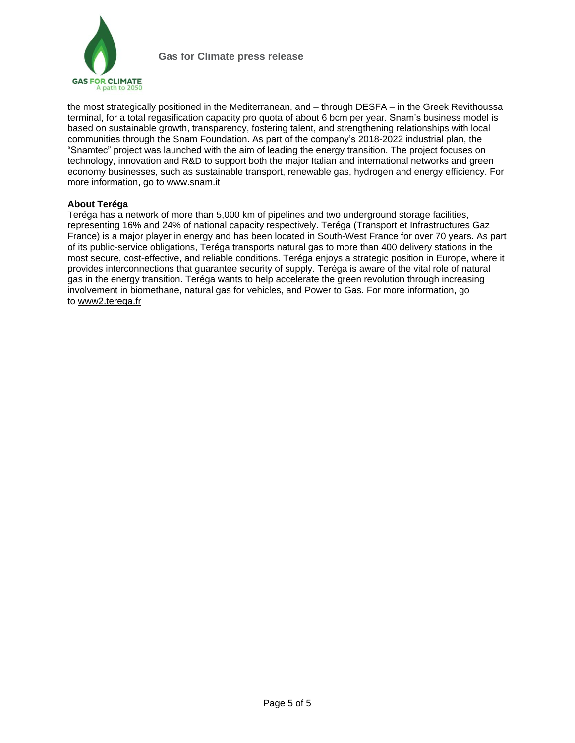the most strategically positioned in the Mediterranean, and – through DESFA – in the Greek Revithoussa terminal, for a total regasification capacity pro quota of about 6 bcm per year. Snam's business model is based on sustainable growth, transparency, fostering talent, and strengthening relationships with local communities through the Snam Foundation. As part of the company's 2018-2022 industrial plan, the "Snamtec" project was launched with the aim of leading the energy transition. The project focuses on technology, innovation and R&D to support both the major Italian and international networks and green economy businesses, such as sustainable transport, renewable gas, hydrogen and energy efficiency. For more information, go to www.snam.it

**About Teréga**

Teréga has a network of more than 5,000 km of pipelines and two underground storage facilities, representing 16% and 24% of national capacity respectively. Teréga (Transport et Infrastructures Gaz France) is a major player in energy and has been located in South-West France for over 70 years. As part of its public-service obligations, Teréga transports natural gas to more than 400 delivery stations in the most secure, cost-effective, and reliable conditions. Teréga enjoys a strategic position in Europe, where it provides interconnections that guarantee security of supply. Teréga is aware of the vital role of natural gas in the energy transition. Teréga wants to help accelerate the green revolution through increasing involvement in biomethane, natural gas for vehicles, and Power to Gas. For more information, go to www2.terega.fr